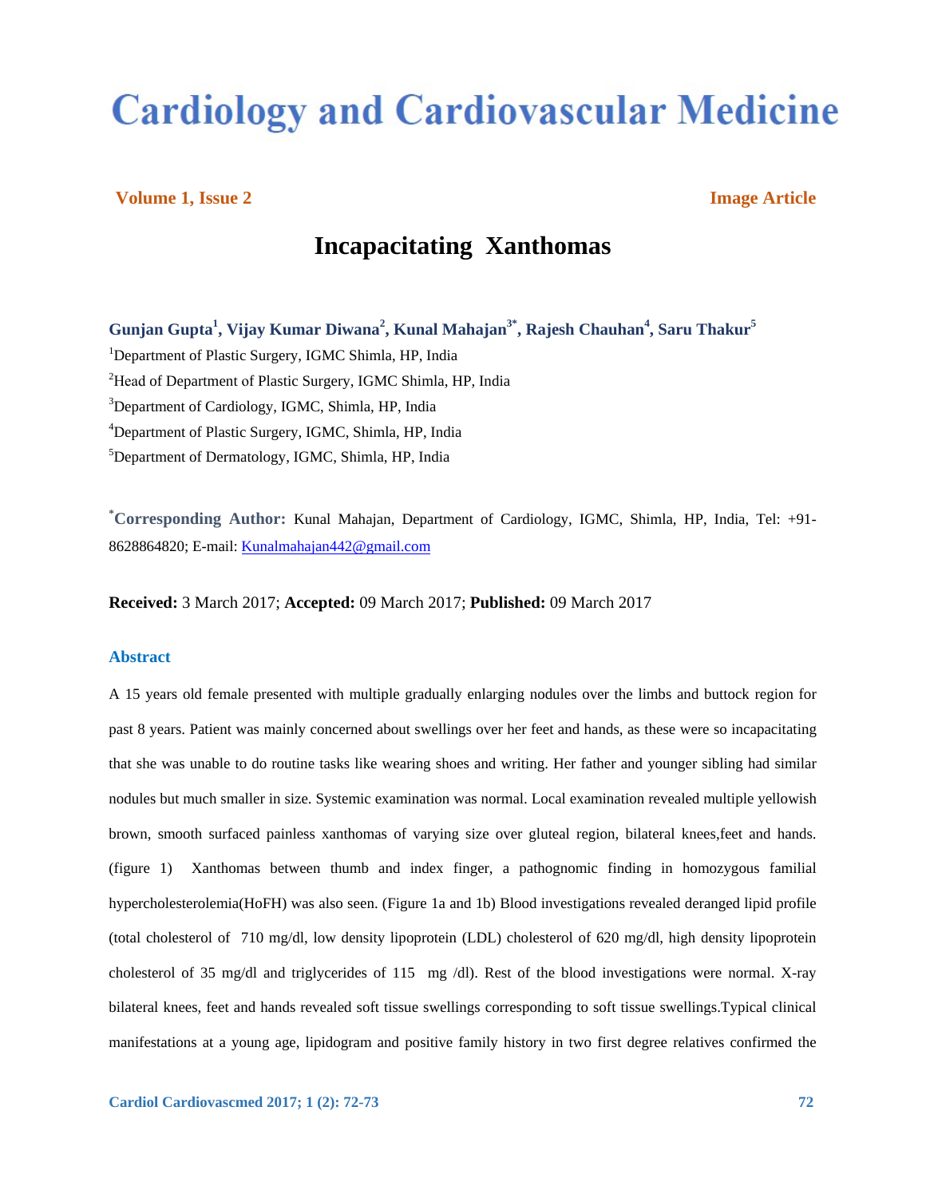# Cardiology and Cardiovascular Medicine

**Volume 1, Issue 2** **Image Article**

## Incapacitating Xanthomas

**Gunjan Gupta[1], Vijay Kumar Diwana[2], Kunal Mahajan[3*], Rajesh Chauhan[4], Saru Thakur[5]**

[1]Department of Plastic Surgery, IGMC Shimla, HP, India

[2]Head of Department of Plastic Surgery, IGMC Shimla, HP, India

[3]Department of Cardiology, IGMC, Shimla, HP, India

[4]Department of Plastic Surgery, IGMC, Shimla, HP, India

[5]Department of Dermatology, IGMC, Shimla, HP, India

[*]**Corresponding Author:** Kunal Mahajan, Department of Cardiology, IGMC, Shimla, HP, India, Tel: +91-8628864820; E-mail: Kunalmahajan442@gmail.com

**Received:** 3 March 2017; **Accepted:** 09 March 2017; **Published:** 09 March 2017

### Abstract

A 15 years old female presented with multiple gradually enlarging nodules over the limbs and buttock region for past 8 years. Patient was mainly concerned about swellings over her feet and hands, as these were so incapacitating that she was unable to do routine tasks like wearing shoes and writing. Her father and younger sibling had similar nodules but much smaller in size. Systemic examination was normal. Local examination revealed multiple yellowish brown, smooth surfaced painless xanthomas of varying size over gluteal region, bilateral knees,feet and hands. (figure 1) Xanthomas between thumb and index finger, a pathognomic finding in homozygous familial hypercholesterolemia(HoFH) was also seen. (Figure 1a and 1b) Blood investigations revealed deranged lipid profile (total cholesterol of 710 mg/dl, low density lipoprotein (LDL) cholesterol of 620 mg/dl, high density lipoprotein cholesterol of 35 mg/dl and triglycerides of 115 mg /dl). Rest of the blood investigations were normal. X-ray bilateral knees, feet and hands revealed soft tissue swellings corresponding to soft tissue swellings.Typical clinical manifestations at a young age, lipidogram and positive family history in two first degree relatives confirmed the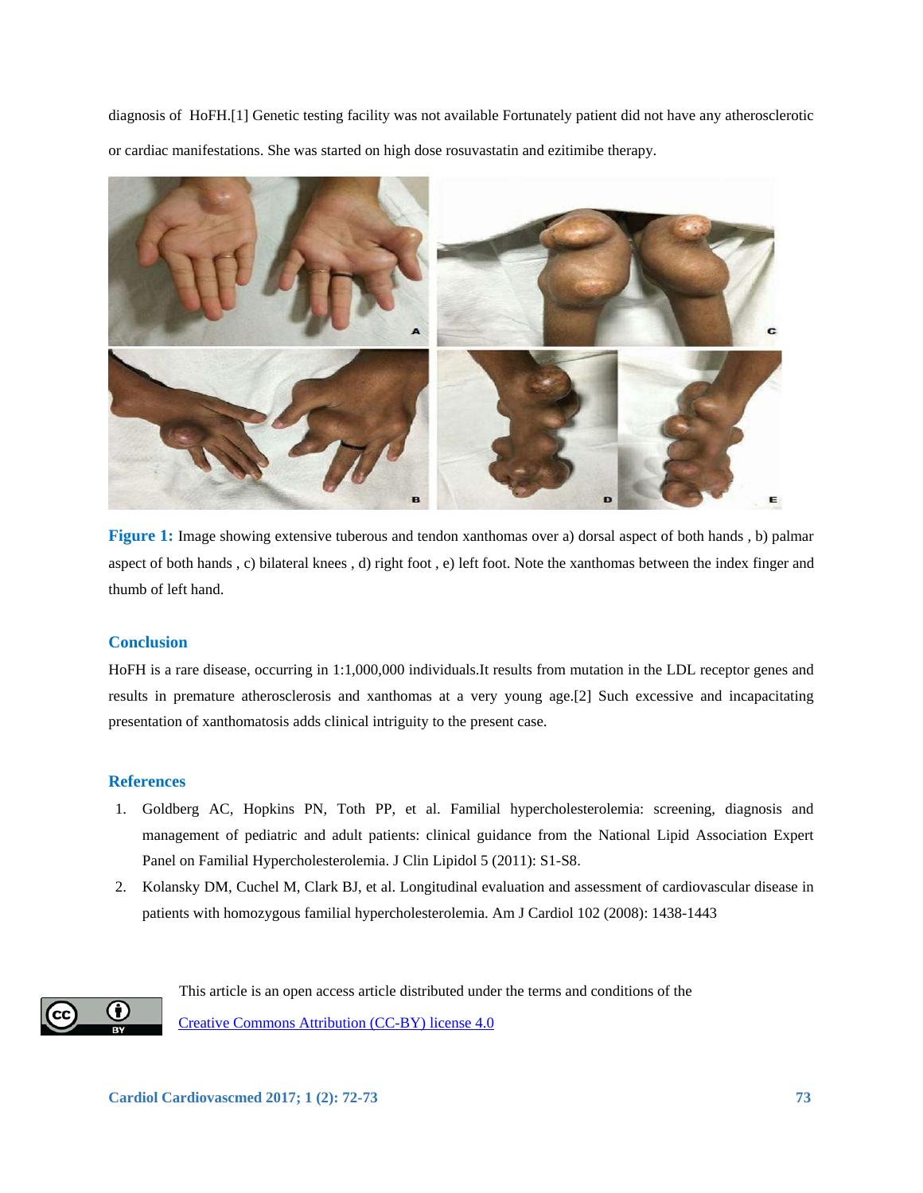diagnosis of HoFH.[1] Genetic testing facility was not available Fortunately patient did not have any atherosclerotic or cardiac manifestations. She was started on high dose rosuvastatin and ezitimibe therapy.

**Figure 1:** Image showing extensive tuberous and tendon xanthomas over a) dorsal aspect of both hands , b) palmar aspect of both hands , c) bilateral knees , d) right foot , e) left foot. Note the xanthomas between the index finger and thumb of left hand.

## Conclusion

HoFH is a rare disease, occurring in 1:1,000,000 individuals.It results from mutation in the LDL receptor genes and results in premature atherosclerosis and xanthomas at a very young age.[2] Such excessive and incapacitating presentation of xanthomatosis adds clinical intriguity to the present case.

## References

1. Goldberg AC, Hopkins PN, Toth PP, et al. Familial hypercholesterolemia: screening, diagnosis and management of pediatric and adult patients: clinical guidance from the National Lipid Association Expert Panel on Familial Hypercholesterolemia. J Clin Lipidol 5 (2011): S1-S8.
2. Kolansky DM, Cuchel M, Clark BJ, et al. Longitudinal evaluation and assessment of cardiovascular disease in patients with homozygous familial hypercholesterolemia. Am J Cardiol 102 (2008): 1438-1443

This article is an open access article distributed under the terms and conditions of the [Creative Commons Attribution (CC-BY) license 4.0](https://creativecommons.org/licenses/by/4.0/)